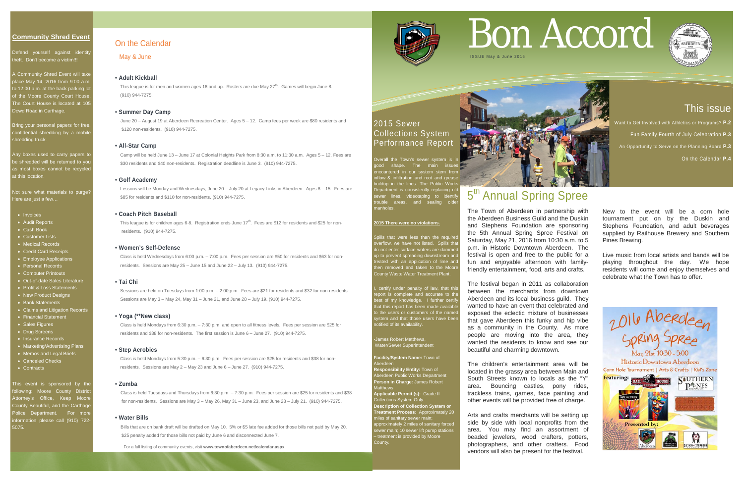# Bon Accord

ISSUE May & June 2016

## This issue

Want to Get Involved with Athletics or Programs? **P.2**

Fun Family Fourth of July Celebration **P.3**

An Opportunity to Serve on the Planning Board **P.3**

On the Calendar **P.4**

## Community Shred Event

Defend yourself against identity theft. Don't become a victim!!!

A Community Shred Event will take place May 14, 2016 from 9:00 a.m. to 12:00 p.m. at the back parking lot of the Moore County Court House. The Court House is located at 105 Dowd Road in Carthage.

Bring your personal papers for free, confidential shredding by a mobile shredding truck.

Any boxes used to carry papers to be shredded will be returned to you as most boxes cannot be recycled at this location.

Not sure what materials to purge? Here are just a few…

- Invoices
- Audit Reports
- Cash Book
- Customer Lists
- Medical Records
- Credit Card Receipts
- Employee Applications
- Personal Records
- Computer Printouts
- Out-of-date Sales Literature
- Profit & Loss Statements
- New Product Designs
- Bank Statements
- Claims and Litigation Records
- Financial Statement
- Sales Figures
- Drug Screens
- Insurance Records
- Marketing/Advertising Plans
- Memos and Legal Briefs
- Canceled Checks
- Contracts

This event is sponsored by the following: Moore County District Attorney's Office, Keep Moore County Beautiful, and the Carthage Police Department. For more information please call (910) 722-5075.

## On the Calendar

May & June

**• Adult Kickball**

This league is for men and women ages 16 and up. Rosters are due May 27th. Games will begin June 8. (910) 944-7275.

**• Summer Day Camp**

June 20 – August 19 at Aberdeen Recreation Center. Ages 5 – 12. Camp fees per week are $80 residents and $120 non-residents. (910) 944-7275.

**• All-Star Camp**

Camp will be held June 13 – June 17 at Colonial Heights Park from 8:30 a.m. to 11:30 a.m. Ages 5 – 12. Fees are $30 residents and $40 non-residents. Registration deadline is June 3. (910) 944-7275.

**• Golf Academy**

Lessons will be Monday and Wednesdays, June 20 – July 20 at Legacy Links in Aberdeen. Ages 8 – 15. Fees are $85 for residents and $110 for non-residents. (910) 944-7275.

**• Coach Pitch Baseball**

This league is for children ages 6-8. Registration ends June 17th. Fees are $12 for residents and $25 for non-residents. (910) 944-7275.

**• Women's Self-Defense**

Class is held Wednesdays from 6:00 p.m. – 7:00 p.m. Fees per session are $50 for residents and $63 for non-residents. Sessions are May 25 – June 15 and June 22 – July 13. (910) 944-7275.

**• Tai Chi**

Sessions are held on Tuesdays from 1:00 p.m. – 2:00 p.m. Fees are $21 for residents and $32 for non-residents. Sessions are May 3 – May 24, May 31 – June 21, and June 28 – July 19. (910) 944-7275.

**• Yoga (**New class)**

Class is held Mondays from 6:30 p.m. – 7:30 p.m. and open to all fitness levels. Fees per session are $25 for residents and $38 for non-residents. The first session is June 6 – June 27. (910) 944-7275.

**• Step Aerobics**

Class is held Mondays from 5:30 p.m. – 6:30 p.m. Fees per session are $25 for residents and $38 for non-residents. Sessions are May 2 – May 23 and June 6 – June 27. (910) 944-7275.

**• Zumba**

Class is held Tuesdays and Thursdays from 6:30 p.m. – 7:30 p.m. Fees per session are $25 for residents and $38 for non-residents. Sessions are May 3 – May 26, May 31 – June 23, and June 28 – July 21. (910) 944-7275.

**• Water Bills**

Bills that are on bank draft will be drafted on May 10. 5% or $5 late fee added for those bills not paid by May 20. $25 penalty added for those bills not paid by June 6 and disconnected June 7.

For a full listing of community events, visit **www.townofaberdeen.net/calendar.aspx**.

## 2015 Sewer Collections System Performance Report

Overall the Town's sewer system is in good shape. The main issues encountered in our system stem from inflow & infiltration and root and grease buildup in the lines. The Public Works Department is consistently replacing old sewer lines, videotaping to identify trouble areas, and sealing older manholes.

**2015 There were no violations.**

Spills that were less than the required overflow, we have not listed. Spills that do not enter surface waters are dammed up to prevent spreading downstream and treated with an application of lime and then removed and taken to the Moore County Waste Water Treatment Plant.

I, certify under penalty of law, that this report is complete and accurate to the best of my knowledge. I further certify that this report has been made available to the users or customers of the named system and that those users have been notified of its availability.

-James Robert Matthews,
Water/Sewer Superintendent

**Facility/System Name:** Town of Aberdeen
**Responsibility Entity:** Town of Aberdeen Public Works Department
**Person in Charge:** James Robert Matthews
**Applicable Permit (s):** Grade II Collections System Only
**Description of Collection System or Treatment Process:** Approximately 20 miles of sanitary sewer main; approximately 2 miles of sanitary forced sewer main; 10 sewer lift pump stations – treatment is provided by Moore County.

## 5th Annual Spring Spree

The Town of Aberdeen in partnership with the Aberdeen Business Guild and the Duskin and Stephens Foundation are sponsoring the 5th Annual Spring Spree Festival on Saturday, May 21, 2016 from 10:30 a.m. to 5 p.m. in Historic Downtown Aberdeen. The festival is open and free to the public for a fun and enjoyable afternoon with family-friendly entertainment, food, arts and crafts.

The festival began in 2011 as collaboration between the merchants from downtown Aberdeen and its local business guild. They wanted to have an event that celebrated and exposed the eclectic mixture of businesses that gave Aberdeen this funky and hip vibe as a community in the County. As more people are moving into the area, they wanted the residents to know and see our beautiful and charming downtown.

The children's entertainment area will be located in the grassy area between Main and South Streets known to locals as the "Y" area. Bouncing castles, pony rides, trackless trains, games, face painting and other events will be provided free of charge.

Arts and crafts merchants will be setting up side by side with local nonprofits from the area. You may find an assortment of beaded jewelers, wood crafters, potters, photographers, and other crafters. Food vendors will also be present for the festival.

New to the event will be a corn hole tournament put on by the Duskin and Stephens Foundation, and adult beverages supplied by Railhouse Brewery and Southern Pines Brewing.

Live music from local artists and bands will be playing throughout the day. We hope residents will come and enjoy themselves and celebrate what the Town has to offer.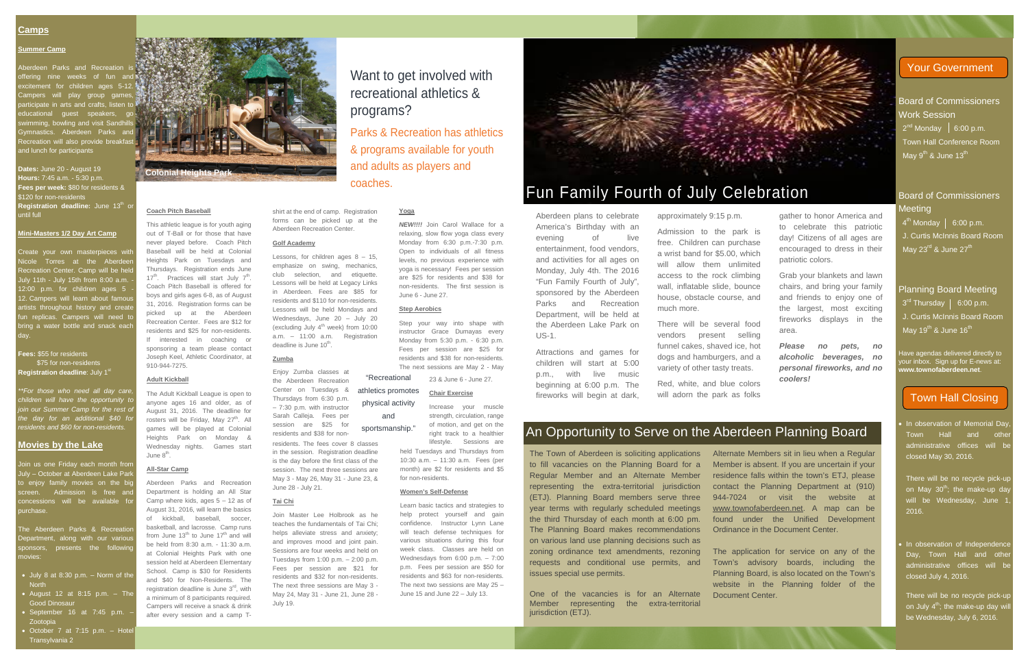## Camps

**Summer Camp**

Aberdeen Parks and Recreation is offering nine weeks of fun and excitement for children ages 5-12. Campers will play group games, participate in arts and crafts, listen to educational guest speakers, go swimming, bowling and visit Sandhills Gymnastics. Aberdeen Parks and Recreation will also provide breakfast and lunch for participants

**Dates:** June 20 - August 19
**Hours:** 7:45 a.m. - 5:30 p.m.
**Fees per week:** $80 for residents & $120 for non-residents
**Registration deadline:** June 13th or until full

**Mini-Masters 1/2 Day Art Camp**

Create your own masterpieces with Nicole Torres at the Aberdeen Recreation Center. Camp will be held July 11th - July 15th from 8:00 a.m. - 12:00 p.m. for children ages 5 - 12. Campers will learn about famous artists throughout history and create fun replicas. Campers will need to bring a water bottle and snack each day.

**Fees:** $55 for residents
$75 for non-residents
**Registration deadline**: July 1st

*\*\*For those who need all day care, children will have the opportunity to join our Summer Camp for the rest of the day for an additional $40 for residents and $60 for non-residents.*

## Movies by the Lake

Join us one Friday each month from July – October at Aberdeen Lake Park to enjoy family movies on the big screen. Admission is free and concessions will be available for purchase.

The Aberdeen Parks & Recreation Department, along with our various sponsors, presents the following movies:

- July 8 at 8:30 p.m. – Norm of the North
- August 12 at 8:15 p.m. – The Good Dinosaur
- September 16 at 7:45 p.m. – Zootopia
- October 7 at 7:15 p.m. – Hotel Transylvania 2

Colonial Heights Park

## Want to get involved with recreational athletics & programs?

Parks & Recreation has athletics & programs available for youth and adults as players and coaches.

**Coach Pitch Baseball**

This athletic league is for youth aging out of T-Ball or for those that have never played before. Coach Pitch Baseball will be held at Colonial Heights Park on Tuesdays and Thursdays. Registration ends June 17th. Practices will start July 7th. Coach Pitch Baseball is offered for boys and girls ages 6-8, as of August 31, 2016. Registration forms can be picked up at the Aberdeen Recreation Center. Fees are $12 for residents and $25 for non-residents. If interested in coaching or sponsoring a team please contact Joseph Keel, Athletic Coordinator, at 910-944-7275.

**Adult Kickball**

The Adult Kickball League is open to anyone ages 16 and older, as of August 31, 2016. The deadline for rosters will be Friday, May 27th. All games will be played at Colonial Heights Park on Monday & Wednesday nights. Games start June 8th.

**All-Star Camp**

Aberdeen Parks and Recreation Department is holding an All Star Camp where kids, ages 5 – 12 as of August 31, 2016, will learn the basics of kickball, baseball, soccer, basketball, and lacrosse. Camp runs from June 13th to June 17th and will be held from 8:30 a.m. - 11:30 a.m. at Colonial Heights Park with one session held at Aberdeen Elementary School. Camp is $30 for Residents and $40 for Non-Residents. The registration deadline is June 3rd, with a minimum of 8 participants required. Campers will receive a snack & drink after every session and a camp T-shirt at the end of camp. Registration forms can be picked up at the Aberdeen Recreation Center.

**Golf Academy**

Lessons, for children ages 8 – 15, emphasize on swing, mechanics, club selection, and etiquette. Lessons will be held at Legacy Links in Aberdeen. Fees are $85 for residents and $110 for non-residents. Lessons will be held Mondays and Wednesdays, June 20 – July 20 (excluding July 4th week) from 10:00 a.m. – 11:00 a.m. Registration deadline is June 10th.

**Zumba**

Enjoy Zumba classes at the Aberdeen Recreation Center on Tuesdays & Thursdays from 6:30 p.m. – 7:30 p.m. with instructor Sarah Calleja. Fees per session are $25 for residents and $38 for non-residents. The fees cover 8 classes in the session. Registration deadline is the day before the first class of the session. The next three sessions are May 3 - May 26, May 31 - June 23, & June 28 - July 21.

"Recreational athletics promotes physical activity and sportsmanship."

**Tai Chi**

Join Master Lee Holbrook as he teaches the fundamentals of Tai Chi; helps alleviate stress and anxiety; and improves mood and joint pain. Sessions are four weeks and held on Tuesdays from 1:00 p.m. – 2:00 p.m. Fees per session are $21 for residents and $32 for non-residents. The next three sessions are May 3 - May 24, May 31 - June 21, June 28 - July 19.

**Yoga**

***NEW!!!!*** Join Carol Wallace for a relaxing, slow flow yoga class every Monday from 6:30 p.m.-7:30 p.m. Open to individuals of all fitness levels, no previous experience with yoga is necessary! Fees per session are $25 for residents and $38 for non-residents. The first session is June 6 - June 27.

**Step Aerobics**

Step your way into shape with instructor Grace Dumayas every Monday from 5:30 p.m. - 6:30 p.m. Fees per session are $25 for residents and $38 for non-residents. The next sessions are May 2 - May 23 & June 6 - June 27.

**Chair Exercise**

Increase your muscle strength, circulation, range of motion, and get on the right track to a healthier lifestyle. Sessions are held Tuesdays and Thursdays from 10:30 a.m. – 11:30 a.m. Fees (per month) are $2 for residents and $5 for non-residents.

**Women's Self-Defense**

Learn basic tactics and strategies to help protect yourself and gain confidence. Instructor Lynn Lane will teach defense techniques for various situations during this four week class. Classes are held on Wednesdays from 6:00 p.m. – 7:00 p.m. Fees per session are $50 for residents and $63 for non-residents. The next two sessions are May 25 – June 15 and June 22 – July 13.

## Fun Family Fourth of July Celebration

Aberdeen plans to celebrate America's Birthday with an evening of live entertainment, food vendors, and activities for all ages on Monday, July 4th. The 2016 "Fun Family Fourth of July", sponsored by the Aberdeen Parks and Recreation Department, will be held at the Aberdeen Lake Park on US-1.

Attractions and games for children will start at 5:00 p.m., with live music beginning at 6:00 p.m. The fireworks will begin at dark, approximately 9:15 p.m.

Admission to the park is free. Children can purchase a wrist band for $5.00, which will allow them unlimited access to the rock climbing wall, inflatable slide, bounce house, obstacle course, and much more.

There will be several food vendors present selling funnel cakes, shaved ice, hot dogs and hamburgers, and a variety of other tasty treats.

Red, white, and blue colors will adorn the park as folks gather to honor America and to celebrate this patriotic day! Citizens of all ages are encouraged to dress in their patriotic colors.

Grab your blankets and lawn chairs, and bring your family and friends to enjoy one of the largest, most exciting fireworks displays in the area.

***Please no pets, no alcoholic beverages, no personal fireworks, and no coolers!***

## An Opportunity to Serve on the Aberdeen Planning Board

The Town of Aberdeen is soliciting applications to fill vacancies on the Planning Board for a Regular Member and an Alternate Member representing the extra-territorial jurisdiction (ETJ). Planning Board members serve three year terms with regularly scheduled meetings the third Thursday of each month at 6:00 pm. The Planning Board makes recommendations on various land use planning decisions such as zoning ordinance text amendments, rezoning requests and conditional use permits, and issues special use permits.

One of the vacancies is for an Alternate Member representing the extra-territorial jurisdiction (ETJ).

Alternate Members sit in lieu when a Regular Member is absent. If you are uncertain if your residence falls within the town's ETJ, please contact the Planning Department at (910) 944-7024 or visit the website at www.townofaberdeen.net. A map can be found under the Unified Development Ordinance in the Document Center.

The application for service on any of the Town's advisory boards, including the Planning Board, is also located on the Town's website in the Planning folder of the Document Center.

## Your Government

**Board of Commissioners Work Session**
2nd Monday | 6:00 p.m.
Town Hall Conference Room
May 9th & June 13th

**Board of Commissioners Meeting**
4th Monday | 6:00 p.m.
J. Curtis McInnis Board Room
May 23rd & June 27th

**Planning Board Meeting**
3rd Thursday | 6:00 p.m.
J. Curtis McInnis Board Room
May 19th & June 16th

Have agendas delivered directly to your inbox. Sign up for E-news at: **www.townofaberdeen.net**.

## Town Hall Closing

- In observation of Memorial Day, Town Hall and other administrative offices will be closed May 30, 2016.

  There will be no recycle pick-up on May 30th; the make-up day will be Wednesday, June 1, 2016.

- In observation of Independence Day, Town Hall and other administrative offices will be closed July 4, 2016.

  There will be no recycle pick-up on July 4th; the make-up day will be Wednesday, July 6, 2016.